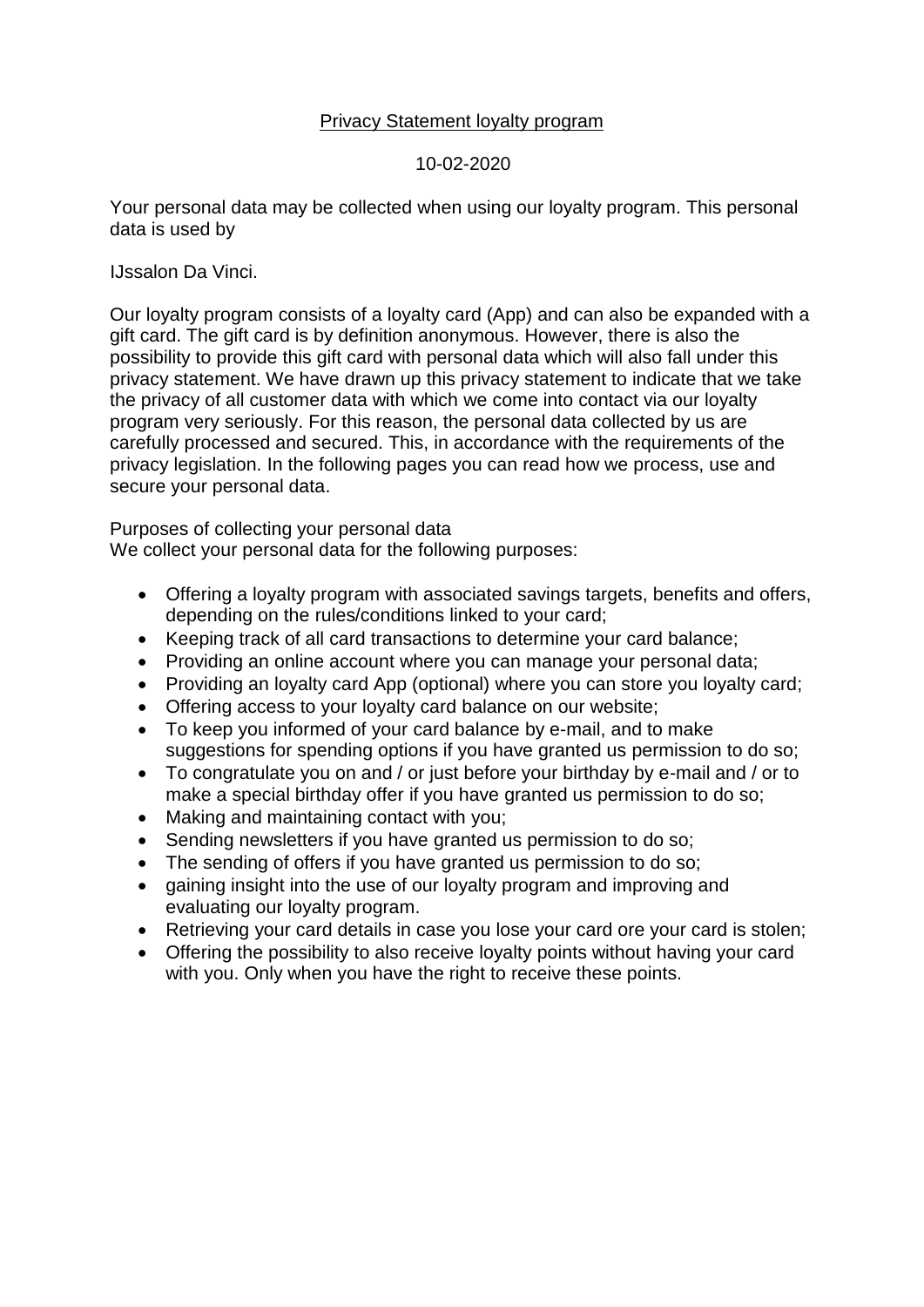# Privacy Statement loyalty program

10-02-2020

Your personal data may be collected when using our loyalty program. This personal data is used by

IJssalon Da Vinci.

Our loyalty program consists of a loyalty card (App) and can also be expanded with a gift card. The gift card is by definition anonymous. However, there is also the possibility to provide this gift card with personal data which will also fall under this privacy statement. We have drawn up this privacy statement to indicate that we take the privacy of all customer data with which we come into contact via our loyalty program very seriously. For this reason, the personal data collected by us are carefully processed and secured. This, in accordance with the requirements of the privacy legislation. In the following pages you can read how we process, use and secure your personal data.

Purposes of collecting your personal data
We collect your personal data for the following purposes:

- Offering a loyalty program with associated savings targets, benefits and offers, depending on the rules/conditions linked to your card;
- Keeping track of all card transactions to determine your card balance;
- Providing an online account where you can manage your personal data;
- Providing an loyalty card App (optional) where you can store you loyalty card;
- Offering access to your loyalty card balance on our website;
- To keep you informed of your card balance by e-mail, and to make suggestions for spending options if you have granted us permission to do so;
- To congratulate you on and / or just before your birthday by e-mail and / or to make a special birthday offer if you have granted us permission to do so;
- Making and maintaining contact with you;
- Sending newsletters if you have granted us permission to do so;
- The sending of offers if you have granted us permission to do so;
- gaining insight into the use of our loyalty program and improving and evaluating our loyalty program.
- Retrieving your card details in case you lose your card ore your card is stolen;
- Offering the possibility to also receive loyalty points without having your card with you. Only when you have the right to receive these points.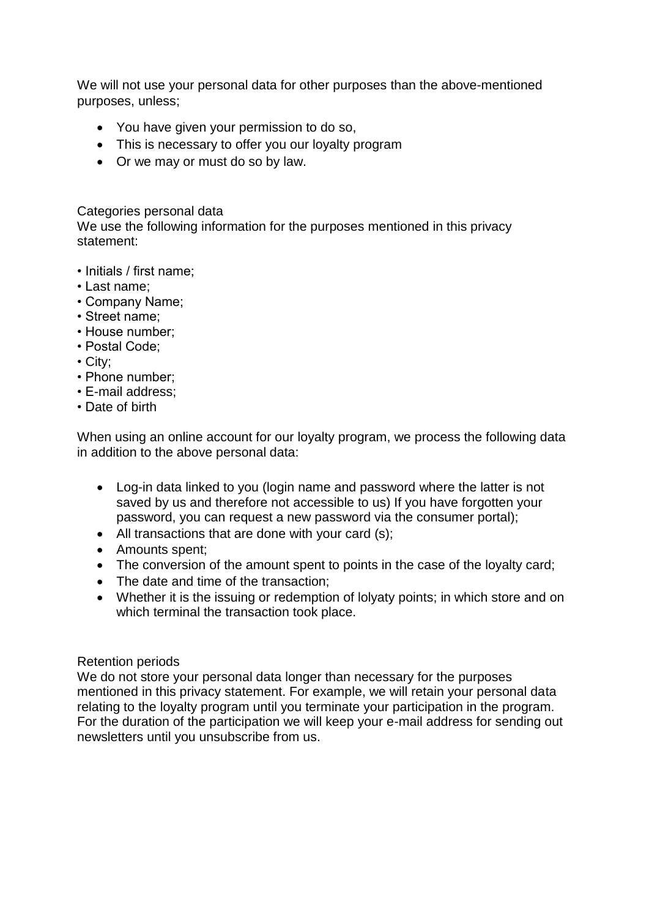We will not use your personal data for other purposes than the above-mentioned purposes, unless;

- You have given your permission to do so,
- This is necessary to offer you our loyalty program
- Or we may or must do so by law.

Categories personal data

We use the following information for the purposes mentioned in this privacy statement:

- Initials / first name;
- Last name;
- Company Name;
- Street name;
- House number;
- Postal Code;
- City;
- Phone number;
- E-mail address;
- Date of birth

When using an online account for our loyalty program, we process the following data in addition to the above personal data:

- Log-in data linked to you (login name and password where the latter is not saved by us and therefore not accessible to us) If you have forgotten your password, you can request a new password via the consumer portal);
- All transactions that are done with your card (s);
- Amounts spent;
- The conversion of the amount spent to points in the case of the loyalty card;
- The date and time of the transaction;
- Whether it is the issuing or redemption of lolyaty points; in which store and on which terminal the transaction took place.

Retention periods

We do not store your personal data longer than necessary for the purposes mentioned in this privacy statement. For example, we will retain your personal data relating to the loyalty program until you terminate your participation in the program. For the duration of the participation we will keep your e-mail address for sending out newsletters until you unsubscribe from us.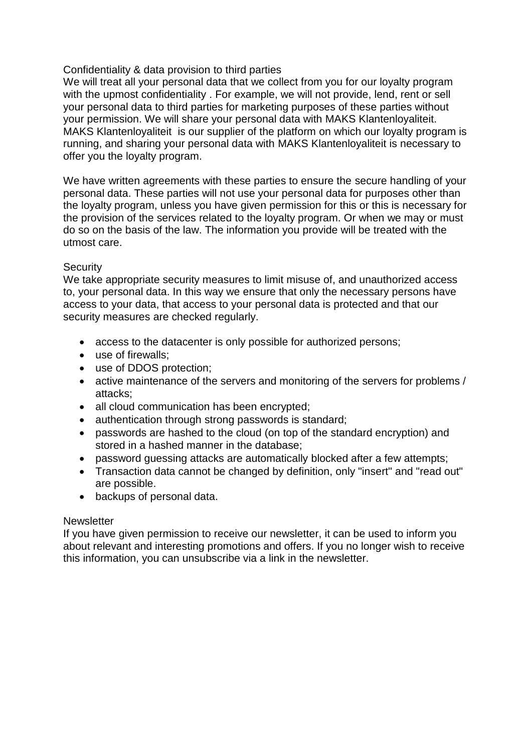## Confidentiality & data provision to third parties

We will treat all your personal data that we collect from you for our loyalty program with the upmost confidentiality . For example, we will not provide, lend, rent or sell your personal data to third parties for marketing purposes of these parties without your permission. We will share your personal data with MAKS Klantenloyaliteit. MAKS Klantenloyaliteit is our supplier of the platform on which our loyalty program is running, and sharing your personal data with MAKS Klantenloyaliteit is necessary to offer you the loyalty program.

We have written agreements with these parties to ensure the secure handling of your personal data. These parties will not use your personal data for purposes other than the loyalty program, unless you have given permission for this or this is necessary for the provision of the services related to the loyalty program. Or when we may or must do so on the basis of the law. The information you provide will be treated with the utmost care.

## Security

We take appropriate security measures to limit misuse of, and unauthorized access to, your personal data. In this way we ensure that only the necessary persons have access to your data, that access to your personal data is protected and that our security measures are checked regularly.

- access to the datacenter is only possible for authorized persons;
- use of firewalls;
- use of DDOS protection;
- active maintenance of the servers and monitoring of the servers for problems / attacks;
- all cloud communication has been encrypted;
- authentication through strong passwords is standard;
- passwords are hashed to the cloud (on top of the standard encryption) and stored in a hashed manner in the database;
- password guessing attacks are automatically blocked after a few attempts;
- Transaction data cannot be changed by definition, only "insert" and "read out" are possible.
- backups of personal data.

## Newsletter

If you have given permission to receive our newsletter, it can be used to inform you about relevant and interesting promotions and offers. If you no longer wish to receive this information, you can unsubscribe via a link in the newsletter.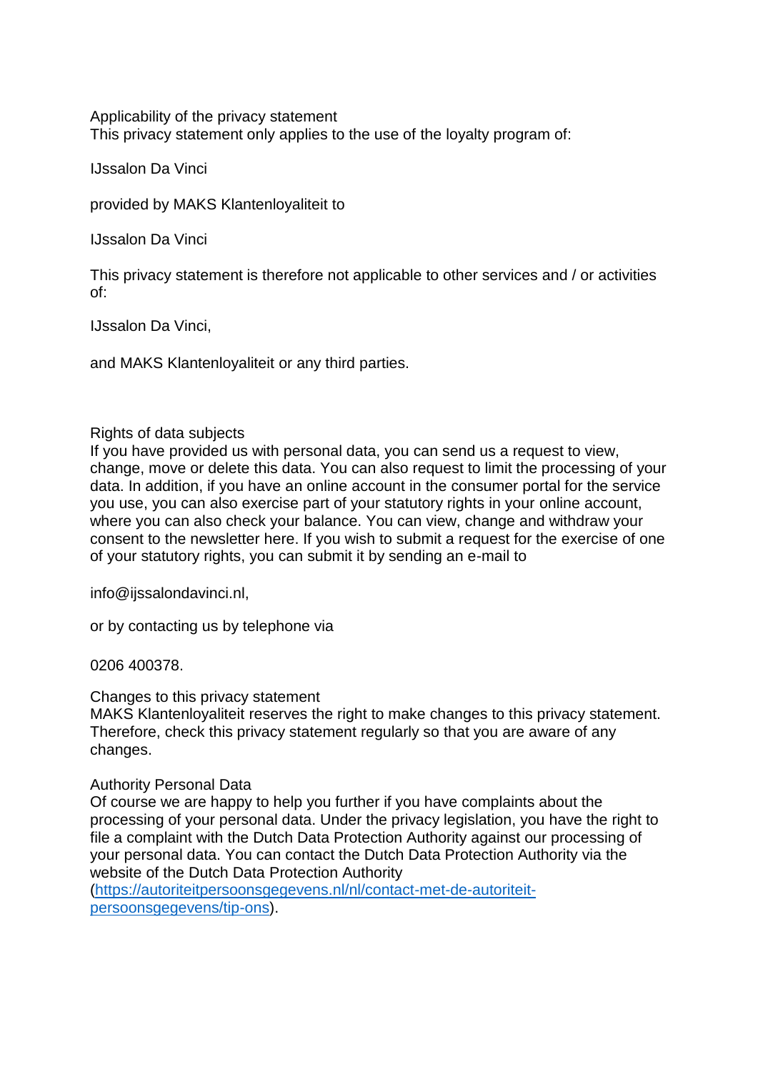## Applicability of the privacy statement

This privacy statement only applies to the use of the loyalty program of:

IJssalon Da Vinci

provided by MAKS Klantenloyaliteit to

IJssalon Da Vinci

This privacy statement is therefore not applicable to other services and / or activities of:

IJssalon Da Vinci,

and MAKS Klantenloyaliteit or any third parties.

## Rights of data subjects

If you have provided us with personal data, you can send us a request to view, change, move or delete this data. You can also request to limit the processing of your data. In addition, if you have an online account in the consumer portal for the service you use, you can also exercise part of your statutory rights in your online account, where you can also check your balance. You can view, change and withdraw your consent to the newsletter here. If you wish to submit a request for the exercise of one of your statutory rights, you can submit it by sending an e-mail to

info@ijssalondavinci.nl,

or by contacting us by telephone via

0206 400378.

## Changes to this privacy statement

MAKS Klantenloyaliteit reserves the right to make changes to this privacy statement. Therefore, check this privacy statement regularly so that you are aware of any changes.

## Authority Personal Data

Of course we are happy to help you further if you have complaints about the processing of your personal data. Under the privacy legislation, you have the right to file a complaint with the Dutch Data Protection Authority against our processing of your personal data. You can contact the Dutch Data Protection Authority via the website of the Dutch Data Protection Authority ([https://autoriteitpersoonsgegevens.nl/nl/contact-met-de-autoriteit-persoonsgegevens/tip-ons](https://autoriteitpersoonsgegevens.nl/nl/contact-met-de-autoriteit-persoonsgegevens/tip-ons)).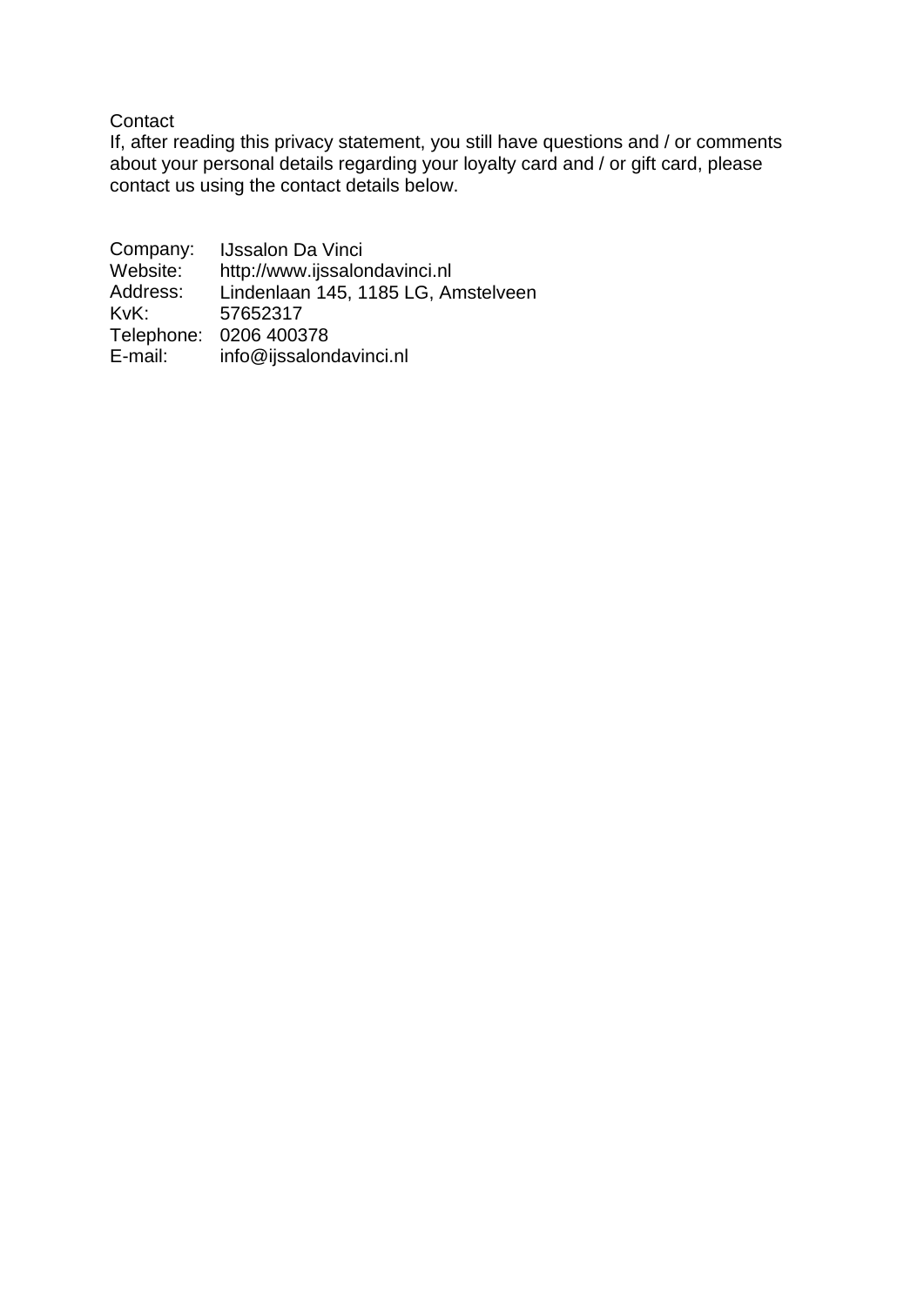## Contact

If, after reading this privacy statement, you still have questions and / or comments about your personal details regarding your loyalty card and / or gift card, please contact us using the contact details below.

| | |
|---|---|
| Company: | IJssalon Da Vinci |
| Website: | http://www.ijssalondavinci.nl |
| Address: | Lindenlaan 145, 1185 LG, Amstelveen |
| KvK: | 57652317 |
| Telephone: | 0206 400378 |
| E-mail: | info@ijssalondavinci.nl |